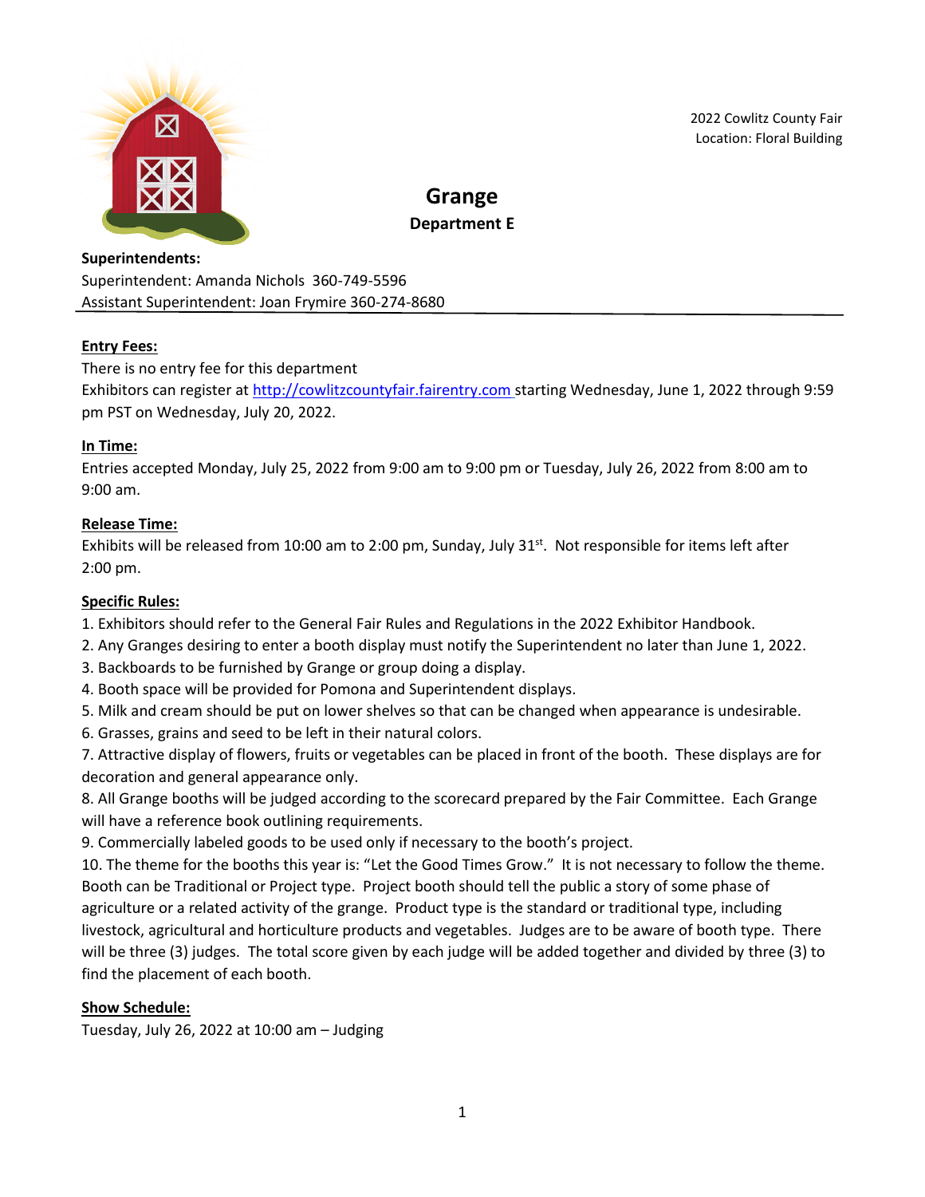2022 Cowlitz County Fair
Location: Floral Building

# Grange

## Department E

**Superintendents:**
Superintendent: Amanda Nichols 360-749-5596
Assistant Superintendent: Joan Frymire 360-274-8680

---

**Entry Fees:**

There is no entry fee for this department
Exhibitors can register at [http://cowlitzcountyfair.fairentry.com](http://cowlitzcountyfair.fairentry.com) starting Wednesday, June 1, 2022 through 9:59 pm PST on Wednesday, July 20, 2022.

**In Time:**

Entries accepted Monday, July 25, 2022 from 9:00 am to 9:00 pm or Tuesday, July 26, 2022 from 8:00 am to 9:00 am.

**Release Time:**

Exhibits will be released from 10:00 am to 2:00 pm, Sunday, July 31st. Not responsible for items left after 2:00 pm.

**Specific Rules:**

1. Exhibitors should refer to the General Fair Rules and Regulations in the 2022 Exhibitor Handbook.
2. Any Granges desiring to enter a booth display must notify the Superintendent no later than June 1, 2022.
3. Backboards to be furnished by Grange or group doing a display.
4. Booth space will be provided for Pomona and Superintendent displays.
5. Milk and cream should be put on lower shelves so that can be changed when appearance is undesirable.
6. Grasses, grains and seed to be left in their natural colors.
7. Attractive display of flowers, fruits or vegetables can be placed in front of the booth. These displays are for decoration and general appearance only.
8. All Grange booths will be judged according to the scorecard prepared by the Fair Committee. Each Grange will have a reference book outlining requirements.
9. Commercially labeled goods to be used only if necessary to the booth's project.
10. The theme for the booths this year is: "Let the Good Times Grow." It is not necessary to follow the theme. Booth can be Traditional or Project type. Project booth should tell the public a story of some phase of agriculture or a related activity of the grange. Product type is the standard or traditional type, including livestock, agricultural and horticulture products and vegetables. Judges are to be aware of booth type. There will be three (3) judges. The total score given by each judge will be added together and divided by three (3) to find the placement of each booth.

**Show Schedule:**

Tuesday, July 26, 2022 at 10:00 am – Judging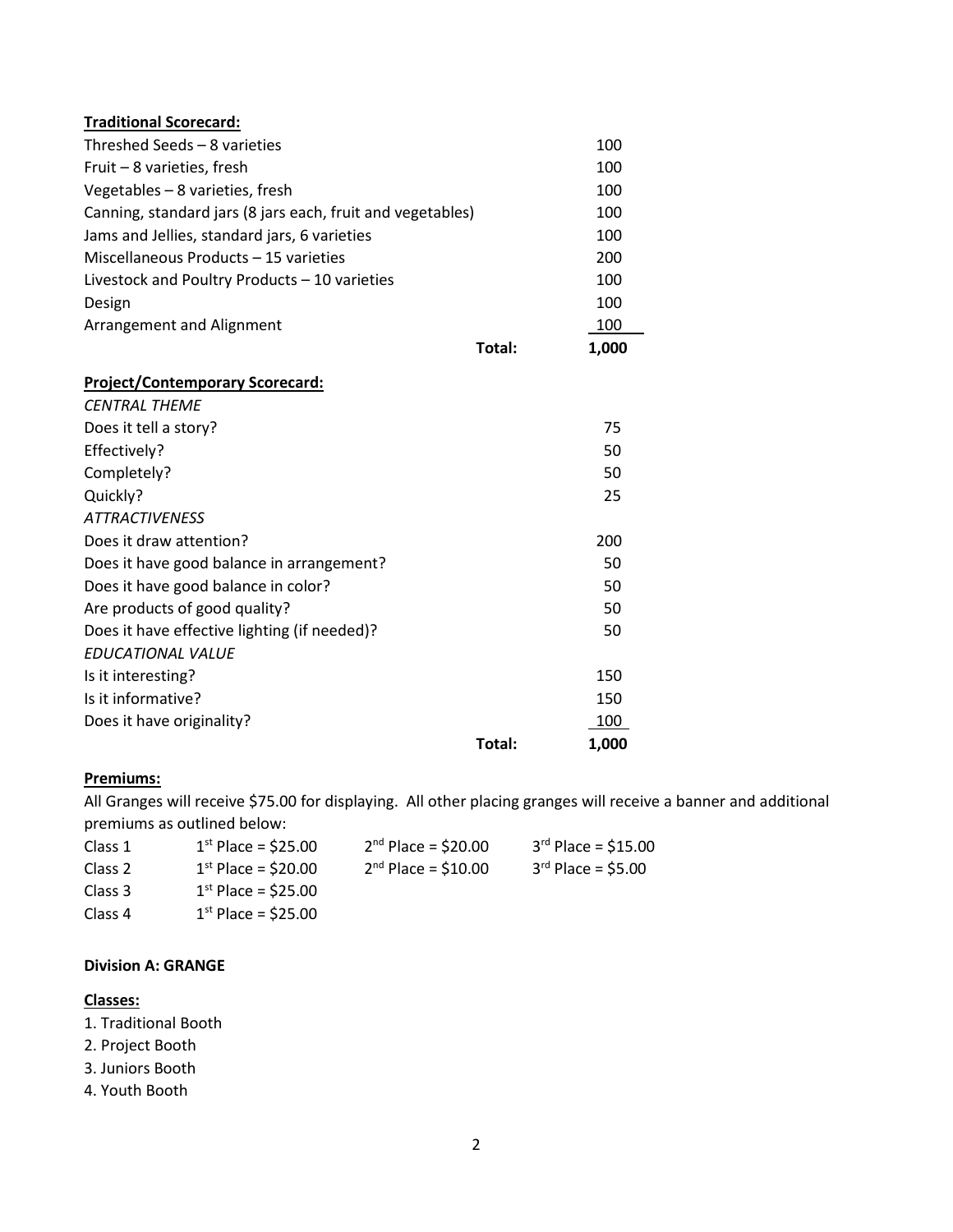**Traditional Scorecard:**

| | |
|---|---|
| Threshed Seeds – 8 varieties | 100 |
| Fruit – 8 varieties, fresh | 100 |
| Vegetables – 8 varieties, fresh | 100 |
| Canning, standard jars (8 jars each, fruit and vegetables) | 100 |
| Jams and Jellies, standard jars, 6 varieties | 100 |
| Miscellaneous Products – 15 varieties | 200 |
| Livestock and Poultry Products – 10 varieties | 100 |
| Design | 100 |
| Arrangement and Alignment | 100 |
| **Total:** | **1,000** |

**Project/Contemporary Scorecard:**

| | |
|---|---|
| *CENTRAL THEME* | |
| Does it tell a story? | 75 |
| Effectively? | 50 |
| Completely? | 50 |
| Quickly? | 25 |
| *ATTRACTIVENESS* | |
| Does it draw attention? | 200 |
| Does it have good balance in arrangement? | 50 |
| Does it have good balance in color? | 50 |
| Are products of good quality? | 50 |
| Does it have effective lighting (if needed)? | 50 |
| *EDUCATIONAL VALUE* | |
| Is it interesting? | 150 |
| Is it informative? | 150 |
| Does it have originality? | 100 |
| **Total:** | **1,000** |

**Premiums:**

All Granges will receive $75.00 for displaying. All other placing granges will receive a banner and additional premiums as outlined below:

| | | | |
|---|---|---|---|
| Class 1 | 1st Place = $25.00 | 2nd Place = $20.00 | 3rd Place = $15.00 |
| Class 2 | 1st Place = $20.00 | 2nd Place = $10.00 | 3rd Place = $5.00 |
| Class 3 | 1st Place = $25.00 | | |
| Class 4 | 1st Place = $25.00 | | |

**Division A: GRANGE**

**Classes:**

1. Traditional Booth
2. Project Booth
3. Juniors Booth
4. Youth Booth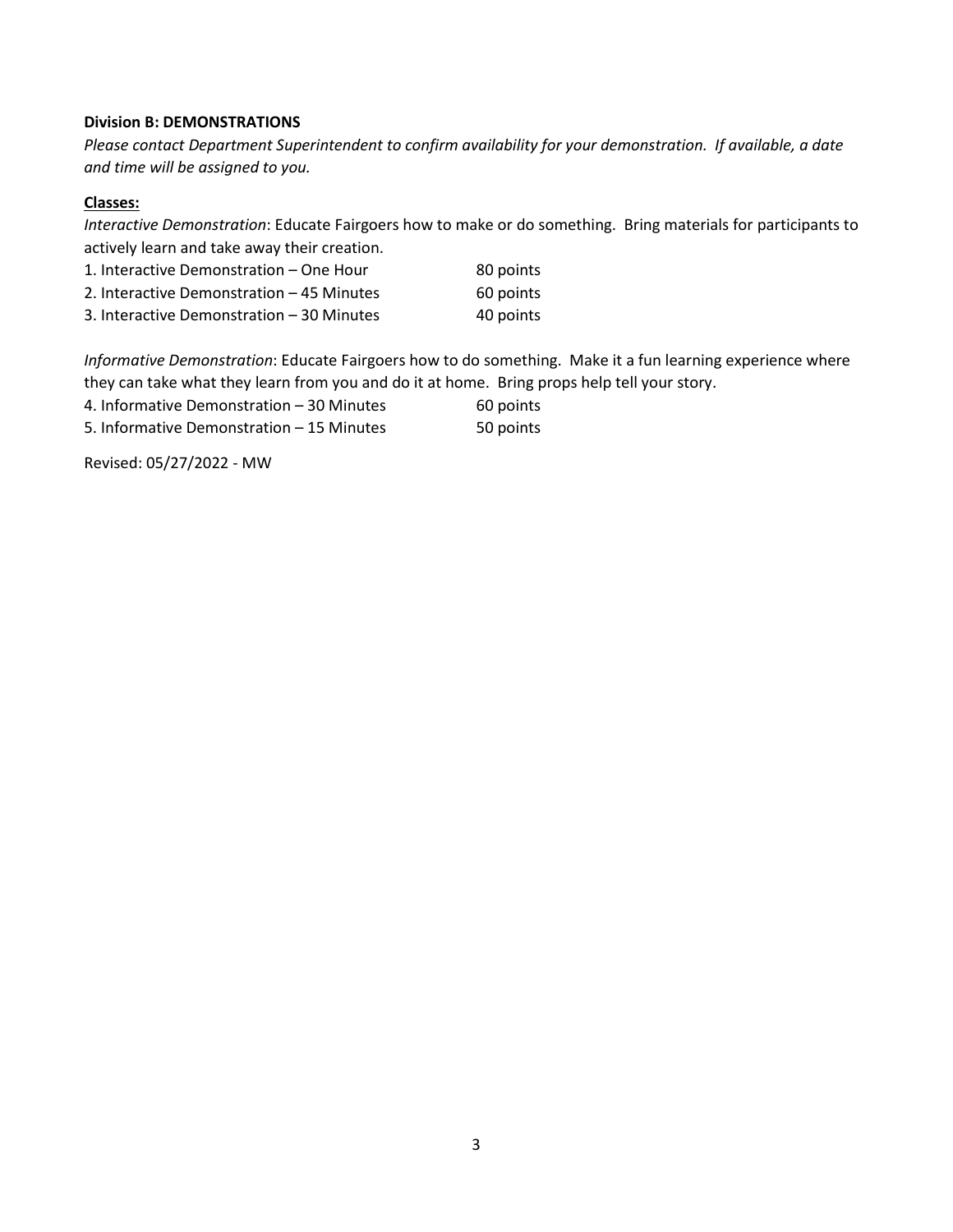**Division B: DEMONSTRATIONS**

*Please contact Department Superintendent to confirm availability for your demonstration. If available, a date and time will be assigned to you.*

**Classes:**

*Interactive Demonstration*: Educate Fairgoers how to make or do something. Bring materials for participants to actively learn and take away their creation.

1. Interactive Demonstration – One Hour 80 points
2. Interactive Demonstration – 45 Minutes 60 points
3. Interactive Demonstration – 30 Minutes 40 points

*Informative Demonstration*: Educate Fairgoers how to do something. Make it a fun learning experience where they can take what they learn from you and do it at home. Bring props help tell your story.

4. Informative Demonstration – 30 Minutes 60 points
5. Informative Demonstration – 15 Minutes 50 points

Revised: 05/27/2022 - MW